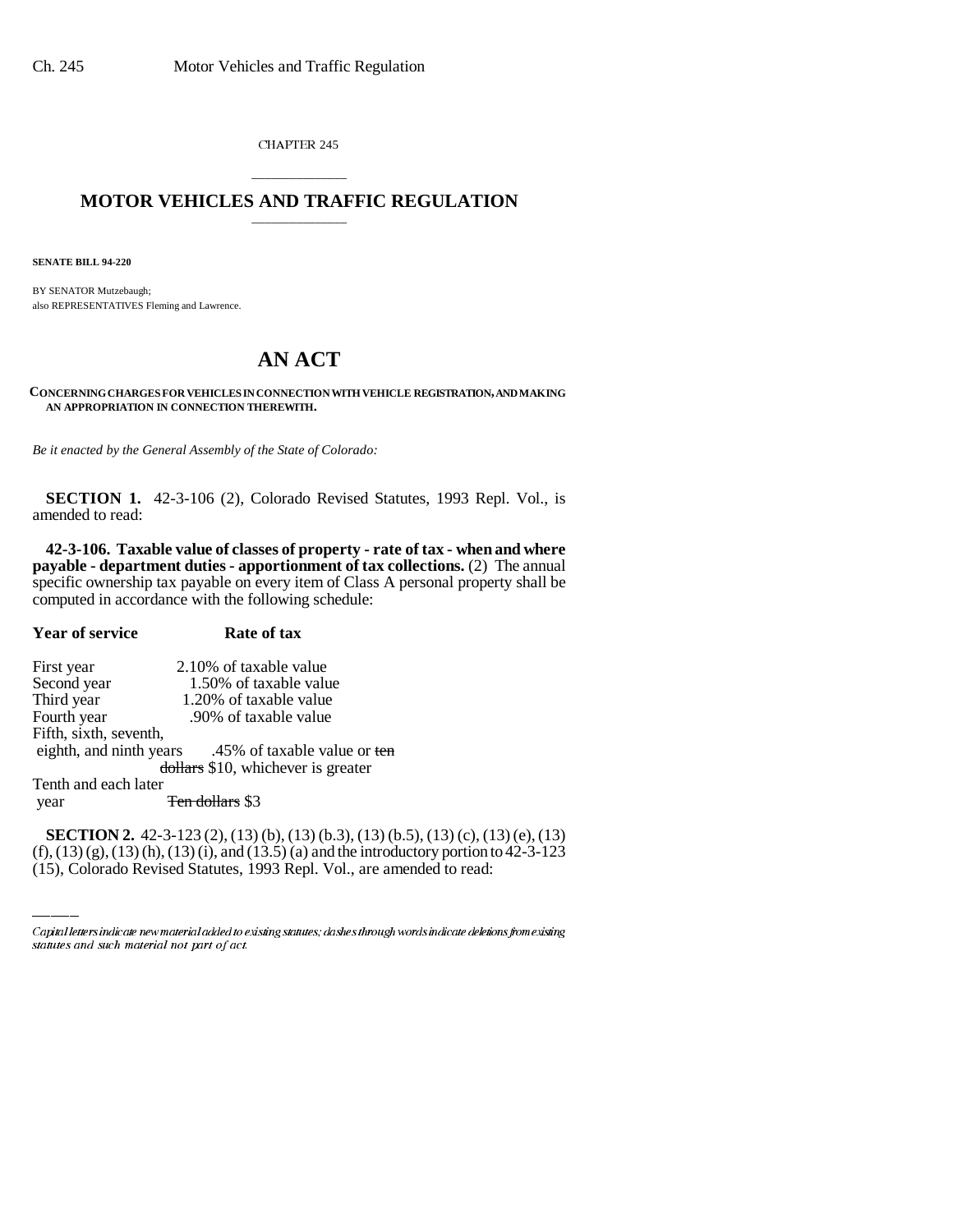CHAPTER 245

# MOTOR VEHICLES AND TRAFFIC REGULATION

**SENATE BILL 94-220**

BY SENATOR Mutzebaugh;
also REPRESENTATIVES Fleming and Lawrence.

# AN ACT

**CONCERNING CHARGES FOR VEHICLES IN CONNECTION WITH VEHICLE REGISTRATION, AND MAKING AN APPROPRIATION IN CONNECTION THEREWITH.**

*Be it enacted by the General Assembly of the State of Colorado:*

**SECTION 1.** 42-3-106 (2), Colorado Revised Statutes, 1993 Repl. Vol., is amended to read:

**42-3-106. Taxable value of classes of property - rate of tax - when and where payable - department duties - apportionment of tax collections.** (2) The annual specific ownership tax payable on every item of Class A personal property shall be computed in accordance with the following schedule:

| Year of service | Rate of tax |
|---|---|
| First year | 2.10% of taxable value |
| Second year | 1.50% of taxable value |
| Third year | 1.20% of taxable value |
| Fourth year | .90% of taxable value |
| Fifth, sixth, seventh, eighth, and ninth years | .45% of taxable value or ~~ten dollars~~ $10, whichever is greater |
| Tenth and each later year | ~~Ten dollars~~ $3 |

**SECTION 2.** 42-3-123 (2), (13) (b), (13) (b.3), (13) (b.5), (13) (c), (13) (e), (13) (f), (13) (g), (13) (h), (13) (i), and (13.5) (a) and the introductory portion to 42-3-123 (15), Colorado Revised Statutes, 1993 Repl. Vol., are amended to read:

Capital letters indicate new material added to existing statutes; dashes through words indicate deletions from existing statutes and such material not part of act.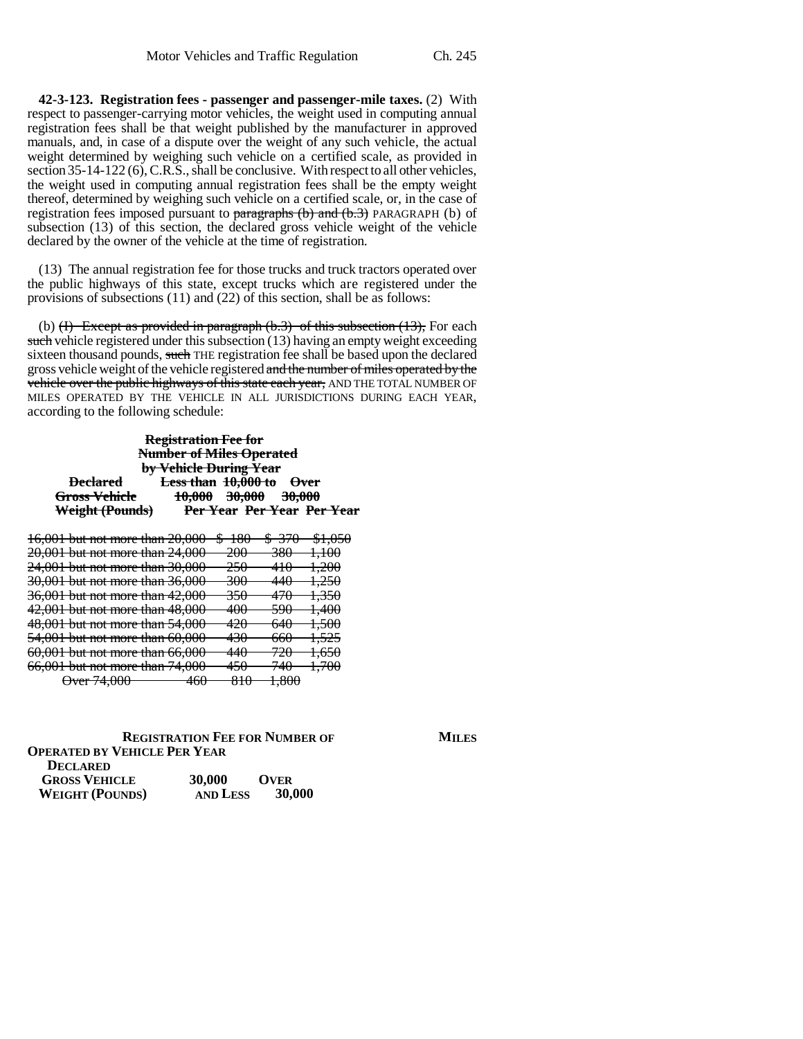**42-3-123. Registration fees - passenger and passenger-mile taxes.** (2) With respect to passenger-carrying motor vehicles, the weight used in computing annual registration fees shall be that weight published by the manufacturer in approved manuals, and, in case of a dispute over the weight of any such vehicle, the actual weight determined by weighing such vehicle on a certified scale, as provided in section 35-14-122 (6), C.R.S., shall be conclusive. With respect to all other vehicles, the weight used in computing annual registration fees shall be the empty weight thereof, determined by weighing such vehicle on a certified scale, or, in the case of registration fees imposed pursuant to ~~paragraphs (b) and (b.3)~~ PARAGRAPH (b) of subsection (13) of this section, the declared gross vehicle weight of the vehicle declared by the owner of the vehicle at the time of registration.

(13) The annual registration fee for those trucks and truck tractors operated over the public highways of this state, except trucks which are registered under the provisions of subsections (11) and (22) of this section, shall be as follows:

(b) ~~(I) Except as provided in paragraph (b.3) of this subsection (13),~~ For each ~~such~~ vehicle registered under this subsection (13) having an empty weight exceeding sixteen thousand pounds, ~~such~~ THE registration fee shall be based upon the declared gross vehicle weight of the vehicle registered ~~and the number of miles operated by the vehicle over the public highways of this state each year,~~ AND THE TOTAL NUMBER OF MILES OPERATED BY THE VEHICLE IN ALL JURISDICTIONS DURING EACH YEAR, according to the following schedule:

| ~~Declared Gross Vehicle Weight (Pounds)~~ | ~~Registration Fee for Number of Miles Operated by Vehicle During Year~~ ~~Less than 10,000 Per Year~~ | ~~10,000 to 30,000 Per Year~~ | ~~Over 30,000 Per Year~~ |
|---|---|---|---|
| ~~16,001 but not more than 20,000~~ | ~~$ 180~~ | ~~$ 370~~ | ~~$1,050~~ |
| ~~20,001 but not more than 24,000~~ | ~~200~~ | ~~380~~ | ~~1,100~~ |
| ~~24,001 but not more than 30,000~~ | ~~250~~ | ~~410~~ | ~~1,200~~ |
| ~~30,001 but not more than 36,000~~ | ~~300~~ | ~~440~~ | ~~1,250~~ |
| ~~36,001 but not more than 42,000~~ | ~~350~~ | ~~470~~ | ~~1,350~~ |
| ~~42,001 but not more than 48,000~~ | ~~400~~ | ~~590~~ | ~~1,400~~ |
| ~~48,001 but not more than 54,000~~ | ~~420~~ | ~~640~~ | ~~1,500~~ |
| ~~54,001 but not more than 60,000~~ | ~~430~~ | ~~660~~ | ~~1,525~~ |
| ~~60,001 but not more than 66,000~~ | ~~440~~ | ~~720~~ | ~~1,650~~ |
| ~~66,001 but not more than 74,000~~ | ~~450~~ | ~~740~~ | ~~1,700~~ |
| ~~Over 74,000~~ | ~~460~~ | ~~810~~ | ~~1,800~~ |

| DECLARED GROSS VEHICLE WEIGHT (POUNDS) | REGISTRATION FEE FOR NUMBER OF MILES OPERATED BY VEHICLE PER YEAR 30,000 AND LESS | OVER 30,000 |
|---|---|---|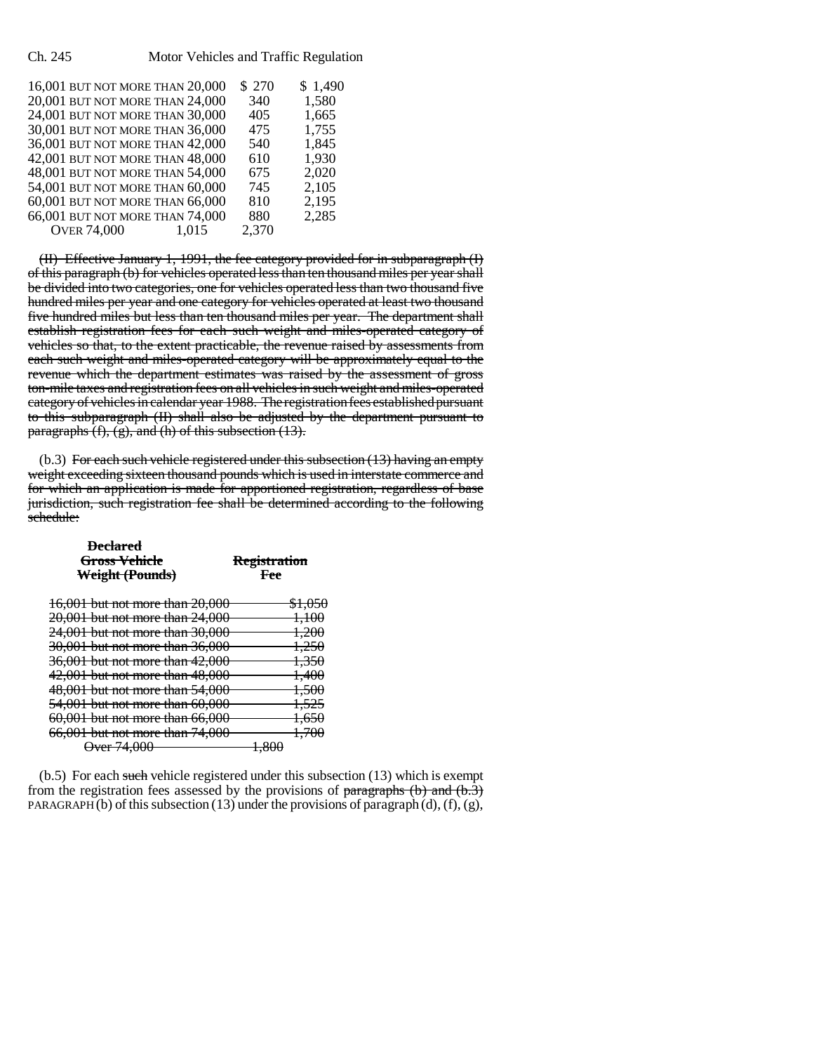| | | |
|---|---|---|
| 16,001 BUT NOT MORE THAN 20,000 | $ 270 | $ 1,490 |
| 20,001 BUT NOT MORE THAN 24,000 | 340 | 1,580 |
| 24,001 BUT NOT MORE THAN 30,000 | 405 | 1,665 |
| 30,001 BUT NOT MORE THAN 36,000 | 475 | 1,755 |
| 36,001 BUT NOT MORE THAN 42,000 | 540 | 1,845 |
| 42,001 BUT NOT MORE THAN 48,000 | 610 | 1,930 |
| 48,001 BUT NOT MORE THAN 54,000 | 675 | 2,020 |
| 54,001 BUT NOT MORE THAN 60,000 | 745 | 2,105 |
| 60,001 BUT NOT MORE THAN 66,000 | 810 | 2,195 |
| 66,001 BUT NOT MORE THAN 74,000 | 880 | 2,285 |
| OVER 74,000 | 1,015 | 2,370 |

~~(II) Effective January 1, 1991, the fee category provided for in subparagraph (I) of this paragraph (b) for vehicles operated less than ten thousand miles per year shall be divided into two categories, one for vehicles operated less than two thousand five hundred miles per year and one category for vehicles operated at least two thousand five hundred miles but less than ten thousand miles per year. The department shall establish registration fees for each such weight and miles-operated category of vehicles so that, to the extent practicable, the revenue raised by assessments from each such weight and miles-operated category will be approximately equal to the revenue which the department estimates was raised by the assessment of gross ton-mile taxes and registration fees on all vehicles in such weight and miles-operated category of vehicles in calendar year 1988. The registration fees established pursuant to this subparagraph (II) shall also be adjusted by the department pursuant to paragraphs (f), (g), and (h) of this subsection (13).~~

(b.3) ~~For each such vehicle registered under this subsection (13) having an empty weight exceeding sixteen thousand pounds which is used in interstate commerce and for which an application is made for apportioned registration, regardless of base jurisdiction, such registration fee shall be determined according to the following schedule:~~

| ~~Declared Gross Vehicle Weight (Pounds)~~ | ~~Registration Fee~~ |
|---|---|
| ~~16,001 but not more than 20,000~~ | ~~$1,050~~ |
| ~~20,001 but not more than 24,000~~ | ~~1,100~~ |
| ~~24,001 but not more than 30,000~~ | ~~1,200~~ |
| ~~30,001 but not more than 36,000~~ | ~~1,250~~ |
| ~~36,001 but not more than 42,000~~ | ~~1,350~~ |
| ~~42,001 but not more than 48,000~~ | ~~1,400~~ |
| ~~48,001 but not more than 54,000~~ | ~~1,500~~ |
| ~~54,001 but not more than 60,000~~ | ~~1,525~~ |
| ~~60,001 but not more than 66,000~~ | ~~1,650~~ |
| ~~66,001 but not more than 74,000~~ | ~~1,700~~ |
| ~~Over 74,000~~ | ~~1,800~~ |

(b.5) For each ~~such~~ vehicle registered under this subsection (13) which is exempt from the registration fees assessed by the provisions of ~~paragraphs (b) and (b.3)~~ PARAGRAPH (b) of this subsection (13) under the provisions of paragraph (d), (f), (g),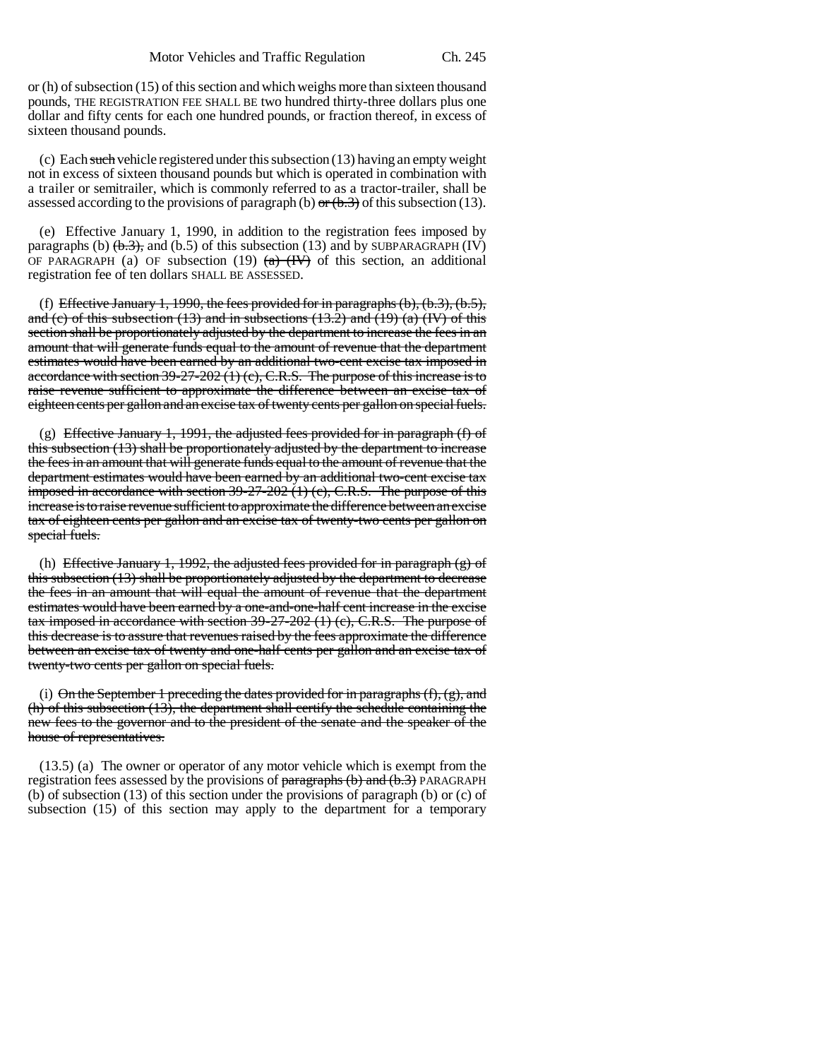or (h) of subsection (15) of this section and which weighs more than sixteen thousand pounds, THE REGISTRATION FEE SHALL BE two hundred thirty-three dollars plus one dollar and fifty cents for each one hundred pounds, or fraction thereof, in excess of sixteen thousand pounds.

(c) Each ~~such~~ vehicle registered under this subsection (13) having an empty weight not in excess of sixteen thousand pounds but which is operated in combination with a trailer or semitrailer, which is commonly referred to as a tractor-trailer, shall be assessed according to the provisions of paragraph (b) ~~or (b.3)~~ of this subsection (13).

(e) Effective January 1, 1990, in addition to the registration fees imposed by paragraphs (b) ~~(b.3),~~ and (b.5) of this subsection (13) and by SUBPARAGRAPH (IV) OF PARAGRAPH (a) OF subsection (19) ~~(a) (IV)~~ of this section, an additional registration fee of ten dollars SHALL BE ASSESSED.

(f) ~~Effective January 1, 1990, the fees provided for in paragraphs (b), (b.3), (b.5), and (c) of this subsection (13) and in subsections (13.2) and (19) (a) (IV) of this section shall be proportionately adjusted by the department to increase the fees in an amount that will generate funds equal to the amount of revenue that the department estimates would have been earned by an additional two-cent excise tax imposed in accordance with section 39-27-202 (1) (c), C.R.S. The purpose of this increase is to raise revenue sufficient to approximate the difference between an excise tax of eighteen cents per gallon and an excise tax of twenty cents per gallon on special fuels.~~

(g) ~~Effective January 1, 1991, the adjusted fees provided for in paragraph (f) of this subsection (13) shall be proportionately adjusted by the department to increase the fees in an amount that will generate funds equal to the amount of revenue that the department estimates would have been earned by an additional two-cent excise tax imposed in accordance with section 39-27-202 (1) (c), C.R.S. The purpose of this increase is to raise revenue sufficient to approximate the difference between an excise tax of eighteen cents per gallon and an excise tax of twenty-two cents per gallon on special fuels.~~

(h) ~~Effective January 1, 1992, the adjusted fees provided for in paragraph (g) of this subsection (13) shall be proportionately adjusted by the department to decrease the fees in an amount that will equal the amount of revenue that the department estimates would have been earned by a one-and-one-half cent increase in the excise tax imposed in accordance with section 39-27-202 (1) (c), C.R.S. The purpose of this decrease is to assure that revenues raised by the fees approximate the difference between an excise tax of twenty and one-half cents per gallon and an excise tax of twenty-two cents per gallon on special fuels.~~

(i) ~~On the September 1 preceding the dates provided for in paragraphs (f), (g), and (h) of this subsection (13), the department shall certify the schedule containing the new fees to the governor and to the president of the senate and the speaker of the house of representatives.~~

(13.5) (a) The owner or operator of any motor vehicle which is exempt from the registration fees assessed by the provisions of ~~paragraphs (b) and (b.3)~~ PARAGRAPH (b) of subsection (13) of this section under the provisions of paragraph (b) or (c) of subsection (15) of this section may apply to the department for a temporary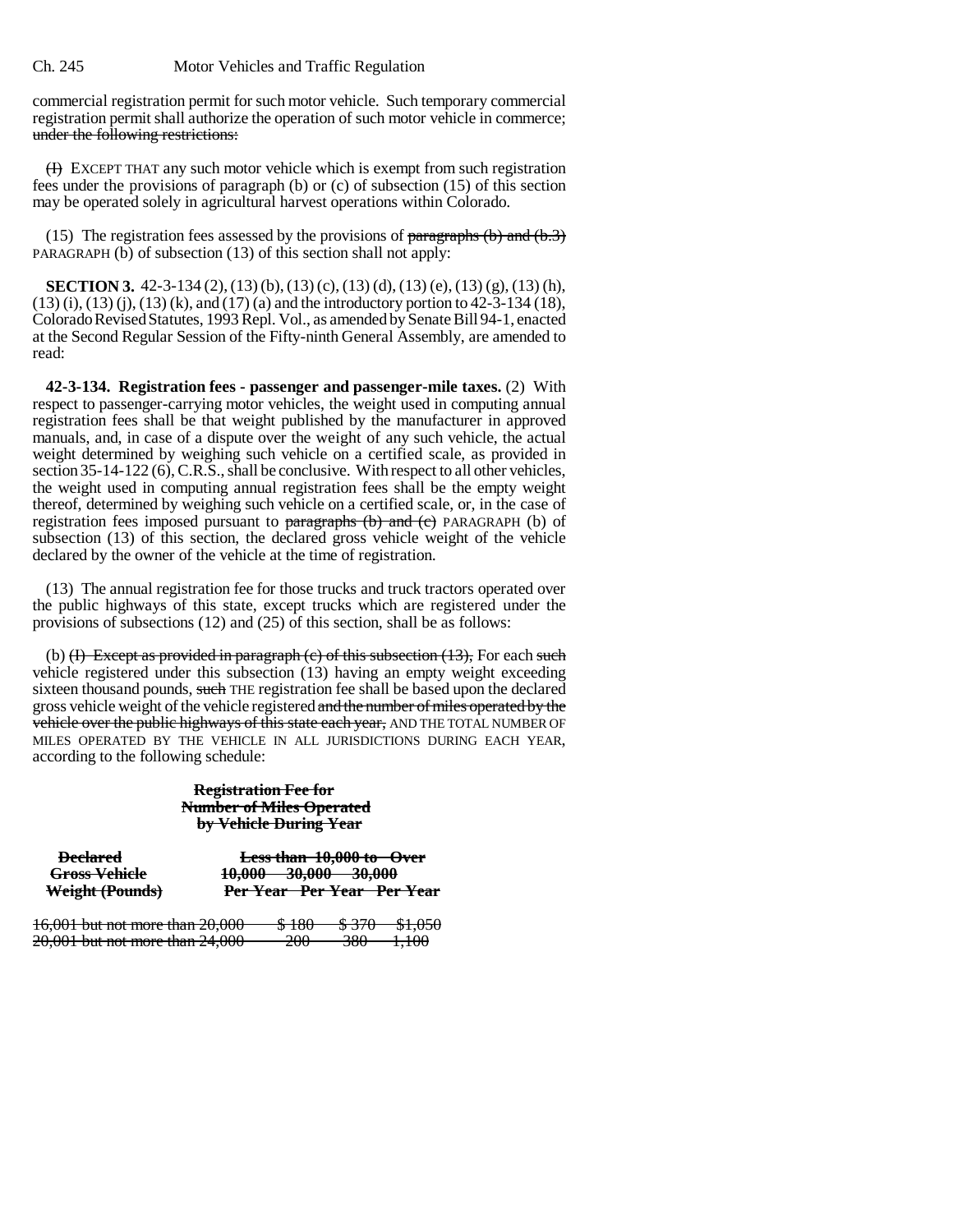commercial registration permit for such motor vehicle. Such temporary commercial registration permit shall authorize the operation of such motor vehicle in commerce; ~~under the following restrictions:~~

~~(I)~~ EXCEPT THAT any such motor vehicle which is exempt from such registration fees under the provisions of paragraph (b) or (c) of subsection (15) of this section may be operated solely in agricultural harvest operations within Colorado.

(15) The registration fees assessed by the provisions of ~~paragraphs (b) and (b.3)~~ PARAGRAPH (b) of subsection (13) of this section shall not apply:

**SECTION 3.** 42-3-134 (2), (13) (b), (13) (c), (13) (d), (13) (e), (13) (g), (13) (h), (13) (i), (13) (j), (13) (k), and (17) (a) and the introductory portion to 42-3-134 (18), Colorado Revised Statutes, 1993 Repl. Vol., as amended by Senate Bill 94-1, enacted at the Second Regular Session of the Fifty-ninth General Assembly, are amended to read:

**42-3-134. Registration fees - passenger and passenger-mile taxes.** (2) With respect to passenger-carrying motor vehicles, the weight used in computing annual registration fees shall be that weight published by the manufacturer in approved manuals, and, in case of a dispute over the weight of any such vehicle, the actual weight determined by weighing such vehicle on a certified scale, as provided in section 35-14-122 (6), C.R.S., shall be conclusive. With respect to all other vehicles, the weight used in computing annual registration fees shall be the empty weight thereof, determined by weighing such vehicle on a certified scale, or, in the case of registration fees imposed pursuant to ~~paragraphs (b) and (c)~~ PARAGRAPH (b) of subsection (13) of this section, the declared gross vehicle weight of the vehicle declared by the owner of the vehicle at the time of registration.

(13) The annual registration fee for those trucks and truck tractors operated over the public highways of this state, except trucks which are registered under the provisions of subsections (12) and (25) of this section, shall be as follows:

(b) ~~(I) Except as provided in paragraph (c) of this subsection (13),~~ For each ~~such~~ vehicle registered under this subsection (13) having an empty weight exceeding sixteen thousand pounds, ~~such~~ THE registration fee shall be based upon the declared gross vehicle weight of the vehicle registered ~~and the number of miles operated by the vehicle over the public highways of this state each year,~~ AND THE TOTAL NUMBER OF MILES OPERATED BY THE VEHICLE IN ALL JURISDICTIONS DURING EACH YEAR, according to the following schedule:

| ~~Declared Gross Vehicle Weight (Pounds)~~ | ~~Registration Fee for Number of Miles Operated by Vehicle During Year~~ | | |
|---|---|---|---|
| | ~~Less than 10,000 Per Year~~ | ~~10,000 to 30,000 Per Year~~ | ~~Over 30,000 Per Year~~ |
| ~~16,001 but not more than 20,000~~ | ~~$ 180~~ | ~~$ 370~~ | ~~$1,050~~ |
| ~~20,001 but not more than 24,000~~ | ~~200~~ | ~~380~~ | ~~1,100~~ |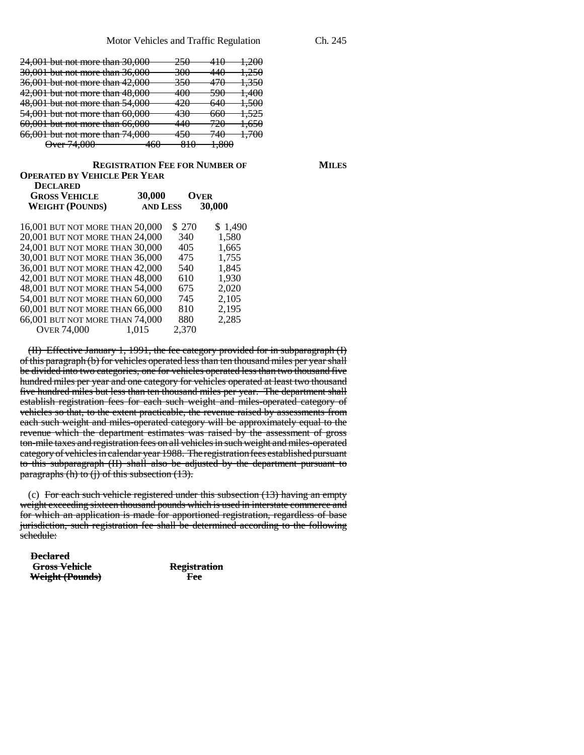| | | | |
|---|---|---|---|
| ~~24,001 but not more than 30,000~~ | ~~250~~ | ~~410~~ | ~~1,200~~ |
| ~~30,001 but not more than 36,000~~ | ~~300~~ | ~~440~~ | ~~1,250~~ |
| ~~36,001 but not more than 42,000~~ | ~~350~~ | ~~470~~ | ~~1,350~~ |
| ~~42,001 but not more than 48,000~~ | ~~400~~ | ~~590~~ | ~~1,400~~ |
| ~~48,001 but not more than 54,000~~ | ~~420~~ | ~~640~~ | ~~1,500~~ |
| ~~54,001 but not more than 60,000~~ | ~~430~~ | ~~660~~ | ~~1,525~~ |
| ~~60,001 but not more than 66,000~~ | ~~440~~ | ~~720~~ | ~~1,650~~ |
| ~~66,001 but not more than 74,000~~ | ~~450~~ | ~~740~~ | ~~1,700~~ |
| ~~Over 74,000~~ | ~~460~~ | ~~810~~ | ~~1,800~~ |

**REGISTRATION FEE FOR NUMBER OF MILES OPERATED BY VEHICLE PER YEAR**

| **DECLARED GROSS VEHICLE WEIGHT (POUNDS)** | **30,000 AND LESS** | **OVER 30,000** |
|---|---|---|
| 16,001 BUT NOT MORE THAN 20,000 | $ 270 | $ 1,490 |
| 20,001 BUT NOT MORE THAN 24,000 | 340 | 1,580 |
| 24,001 BUT NOT MORE THAN 30,000 | 405 | 1,665 |
| 30,001 BUT NOT MORE THAN 36,000 | 475 | 1,755 |
| 36,001 BUT NOT MORE THAN 42,000 | 540 | 1,845 |
| 42,001 BUT NOT MORE THAN 48,000 | 610 | 1,930 |
| 48,001 BUT NOT MORE THAN 54,000 | 675 | 2,020 |
| 54,001 BUT NOT MORE THAN 60,000 | 745 | 2,105 |
| 60,001 BUT NOT MORE THAN 66,000 | 810 | 2,195 |
| 66,001 BUT NOT MORE THAN 74,000 | 880 | 2,285 |
| OVER 74,000 | 1,015 | 2,370 |

~~(II) Effective January 1, 1991, the fee category provided for in subparagraph (I) of this paragraph (b) for vehicles operated less than ten thousand miles per year shall be divided into two categories, one for vehicles operated less than two thousand five hundred miles per year and one category for vehicles operated at least two thousand five hundred miles but less than ten thousand miles per year. The department shall establish registration fees for each such weight and miles-operated category of vehicles so that, to the extent practicable, the revenue raised by assessments from each such weight and miles-operated category will be approximately equal to the revenue which the department estimates was raised by the assessment of gross ton-mile taxes and registration fees on all vehicles in such weight and miles-operated category of vehicles in calendar year 1988. The registration fees established pursuant to this subparagraph (II) shall also be adjusted by the department pursuant to paragraphs (h) to (j) of this subsection (13).~~

(c) ~~For each such vehicle registered under this subsection (13) having an empty weight exceeding sixteen thousand pounds which is used in interstate commerce and for which an application is made for apportioned registration, regardless of base jurisdiction, such registration fee shall be determined according to the following schedule:~~

| ~~**Declared Gross Vehicle Weight (Pounds)**~~ | ~~**Registration Fee**~~ |
|---|---|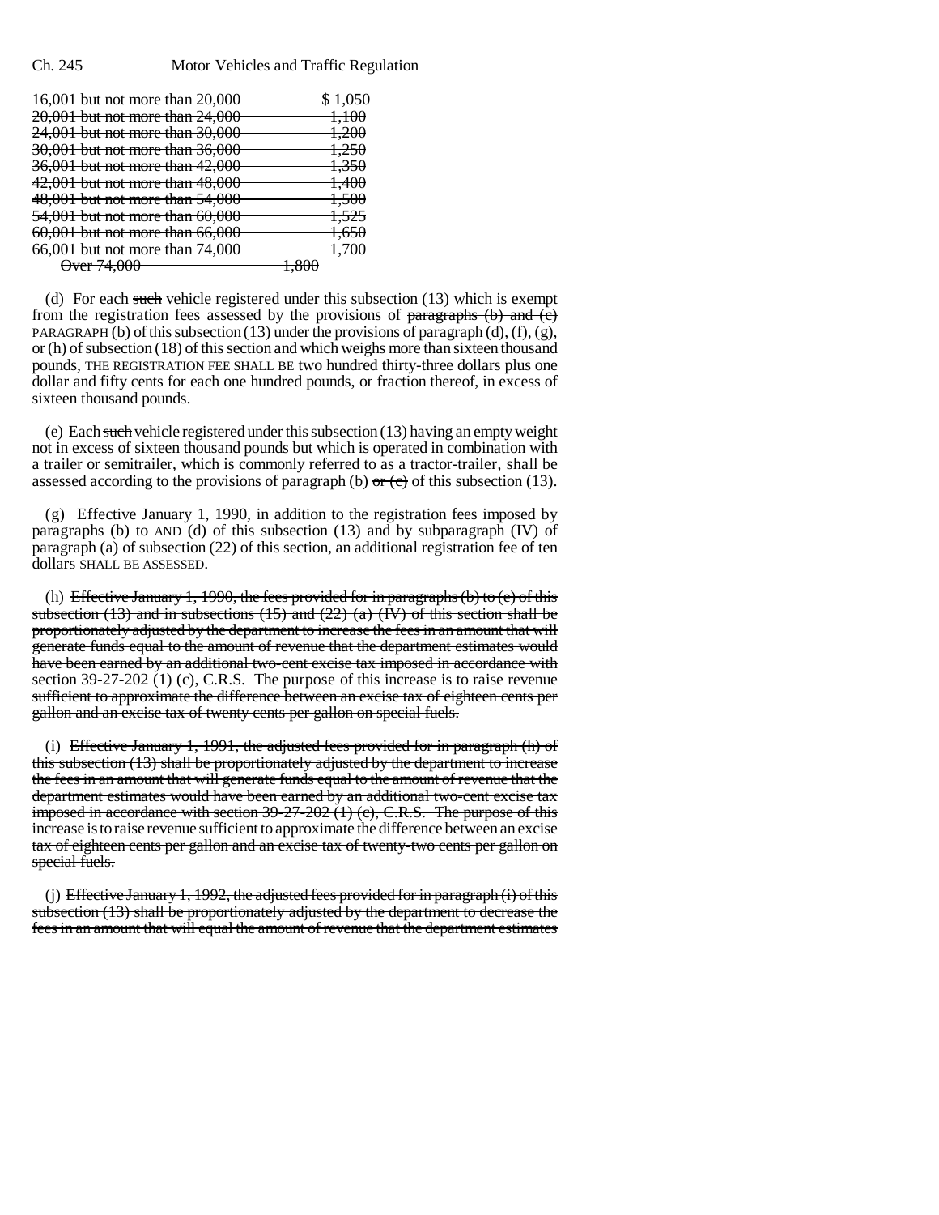| | |
|---|---|
| ~~16,001 but not more than 20,000~~ | ~~$ 1,050~~ |
| ~~20,001 but not more than 24,000~~ | ~~1,100~~ |
| ~~24,001 but not more than 30,000~~ | ~~1,200~~ |
| ~~30,001 but not more than 36,000~~ | ~~1,250~~ |
| ~~36,001 but not more than 42,000~~ | ~~1,350~~ |
| ~~42,001 but not more than 48,000~~ | ~~1,400~~ |
| ~~48,001 but not more than 54,000~~ | ~~1,500~~ |
| ~~54,001 but not more than 60,000~~ | ~~1,525~~ |
| ~~60,001 but not more than 66,000~~ | ~~1,650~~ |
| ~~66,001 but not more than 74,000~~ | ~~1,700~~ |
| ~~Over 74,000~~ | ~~1,800~~ |

(d) For each ~~such~~ vehicle registered under this subsection (13) which is exempt from the registration fees assessed by the provisions of ~~paragraphs (b) and (c)~~ PARAGRAPH (b) of this subsection (13) under the provisions of paragraph (d), (f), (g), or (h) of subsection (18) of this section and which weighs more than sixteen thousand pounds, THE REGISTRATION FEE SHALL BE two hundred thirty-three dollars plus one dollar and fifty cents for each one hundred pounds, or fraction thereof, in excess of sixteen thousand pounds.

(e) Each ~~such~~ vehicle registered under this subsection (13) having an empty weight not in excess of sixteen thousand pounds but which is operated in combination with a trailer or semitrailer, which is commonly referred to as a tractor-trailer, shall be assessed according to the provisions of paragraph (b) ~~or (c)~~ of this subsection (13).

(g) Effective January 1, 1990, in addition to the registration fees imposed by paragraphs (b) ~~to~~ AND (d) of this subsection (13) and by subparagraph (IV) of paragraph (a) of subsection (22) of this section, an additional registration fee of ten dollars SHALL BE ASSESSED.

(h) ~~Effective January 1, 1990, the fees provided for in paragraphs (b) to (e) of this subsection (13) and in subsections (15) and (22) (a) (IV) of this section shall be proportionately adjusted by the department to increase the fees in an amount that will generate funds equal to the amount of revenue that the department estimates would have been earned by an additional two-cent excise tax imposed in accordance with section 39-27-202 (1) (c), C.R.S. The purpose of this increase is to raise revenue sufficient to approximate the difference between an excise tax of eighteen cents per gallon and an excise tax of twenty cents per gallon on special fuels.~~

(i) ~~Effective January 1, 1991, the adjusted fees provided for in paragraph (h) of this subsection (13) shall be proportionately adjusted by the department to increase the fees in an amount that will generate funds equal to the amount of revenue that the department estimates would have been earned by an additional two-cent excise tax imposed in accordance with section 39-27-202 (1) (c), C.R.S. The purpose of this increase is to raise revenue sufficient to approximate the difference between an excise tax of eighteen cents per gallon and an excise tax of twenty-two cents per gallon on special fuels.~~

(j) ~~Effective January 1, 1992, the adjusted fees provided for in paragraph (i) of this subsection (13) shall be proportionately adjusted by the department to decrease the fees in an amount that will equal the amount of revenue that the department estimates~~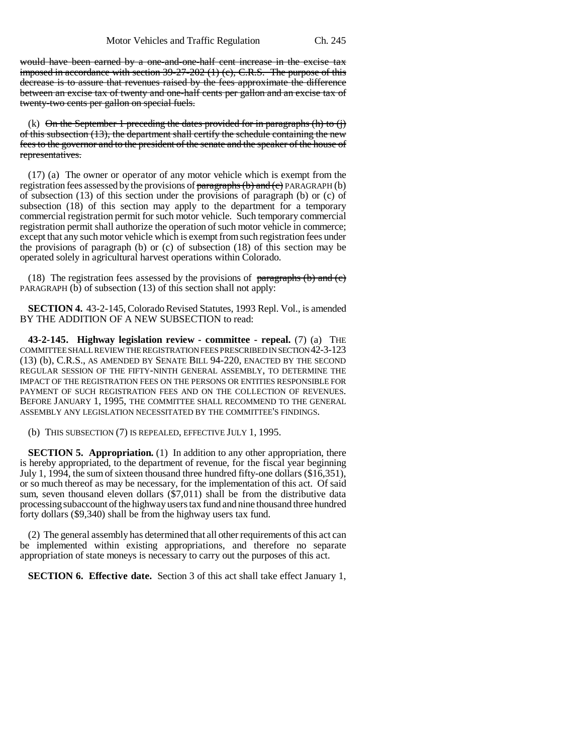would have been earned by a one-and-one-half cent increase in the excise tax imposed in accordance with section 39-27-202 (1) (c), C.R.S. The purpose of this decrease is to assure that revenues raised by the fees approximate the difference between an excise tax of twenty and one-half cents per gallon and an excise tax of twenty-two cents per gallon on special fuels.

(k) On the September 1 preceding the dates provided for in paragraphs (h) to (j) of this subsection (13), the department shall certify the schedule containing the new fees to the governor and to the president of the senate and the speaker of the house of representatives.

(17) (a) The owner or operator of any motor vehicle which is exempt from the registration fees assessed by the provisions of paragraphs (b) and (c) PARAGRAPH (b) of subsection (13) of this section under the provisions of paragraph (b) or (c) of subsection (18) of this section may apply to the department for a temporary commercial registration permit for such motor vehicle. Such temporary commercial registration permit shall authorize the operation of such motor vehicle in commerce; except that any such motor vehicle which is exempt from such registration fees under the provisions of paragraph (b) or (c) of subsection (18) of this section may be operated solely in agricultural harvest operations within Colorado.

(18) The registration fees assessed by the provisions of paragraphs (b) and (c) PARAGRAPH (b) of subsection (13) of this section shall not apply:

**SECTION 4.** 43-2-145, Colorado Revised Statutes, 1993 Repl. Vol., is amended BY THE ADDITION OF A NEW SUBSECTION to read:

**43-2-145. Highway legislation review - committee - repeal.** (7) (a) THE COMMITTEE SHALL REVIEW THE REGISTRATION FEES PRESCRIBED IN SECTION 42-3-123 (13) (b), C.R.S., AS AMENDED BY SENATE BILL 94-220, ENACTED BY THE SECOND REGULAR SESSION OF THE FIFTY-NINTH GENERAL ASSEMBLY, TO DETERMINE THE IMPACT OF THE REGISTRATION FEES ON THE PERSONS OR ENTITIES RESPONSIBLE FOR PAYMENT OF SUCH REGISTRATION FEES AND ON THE COLLECTION OF REVENUES. BEFORE JANUARY 1, 1995, THE COMMITTEE SHALL RECOMMEND TO THE GENERAL ASSEMBLY ANY LEGISLATION NECESSITATED BY THE COMMITTEE'S FINDINGS.

(b) THIS SUBSECTION (7) IS REPEALED, EFFECTIVE JULY 1, 1995.

**SECTION 5. Appropriation.** (1) In addition to any other appropriation, there is hereby appropriated, to the department of revenue, for the fiscal year beginning July 1, 1994, the sum of sixteen thousand three hundred fifty-one dollars ($16,351), or so much thereof as may be necessary, for the implementation of this act. Of said sum, seven thousand eleven dollars ($7,011) shall be from the distributive data processing subaccount of the highway users tax fund and nine thousand three hundred forty dollars ($9,340) shall be from the highway users tax fund.

(2) The general assembly has determined that all other requirements of this act can be implemented within existing appropriations, and therefore no separate appropriation of state moneys is necessary to carry out the purposes of this act.

**SECTION 6. Effective date.** Section 3 of this act shall take effect January 1,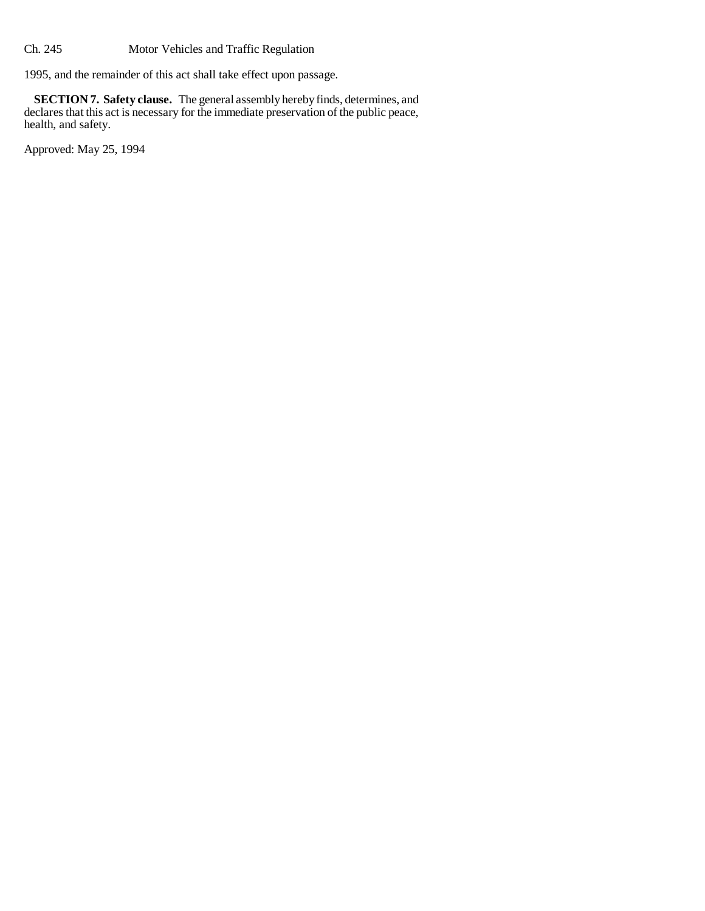1995, and the remainder of this act shall take effect upon passage.

**SECTION 7. Safety clause.** The general assembly hereby finds, determines, and declares that this act is necessary for the immediate preservation of the public peace, health, and safety.

Approved: May 25, 1994